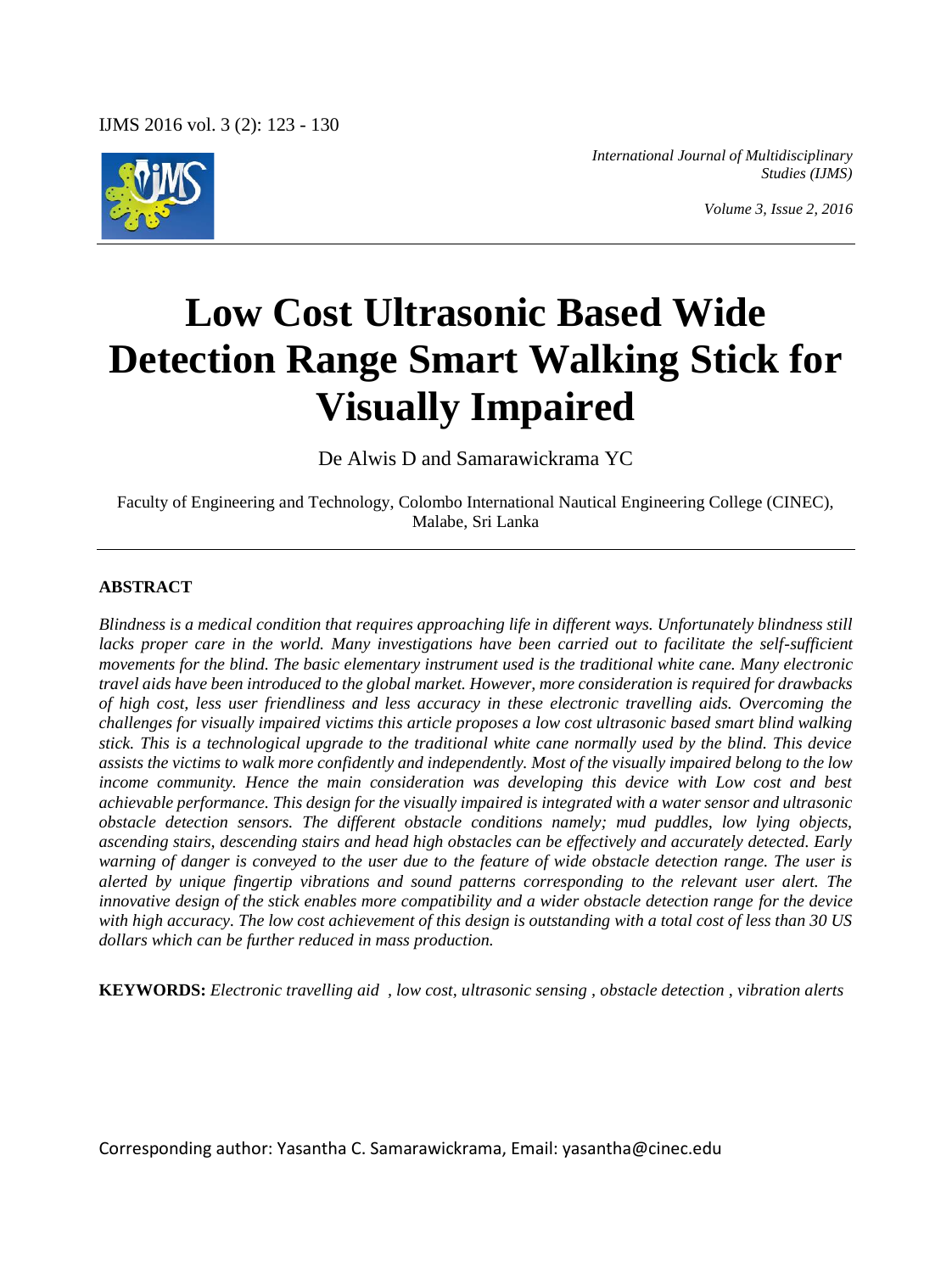# Low Cost Ultrasonic Based Wide Detection Range Smart Walking Stick for Visually Impaired

De Alwis D and Samarawickrama YC

Faculty of Engineering and Technology, Colombo International Nautical Engineering College (CINEC), Malabe, Sri Lanka

## ABSTRACT

*Blindness is a medical condition that requires approaching life in different ways. Unfortunately blindness still lacks proper care in the world. Many investigations have been carried out to facilitate the self-sufficient movements for the blind. The basic elementary instrument used is the traditional white cane. Many electronic travel aids have been introduced to the global market. However, more consideration is required for drawbacks of high cost, less user friendliness and less accuracy in these electronic travelling aids. Overcoming the challenges for visually impaired victims this article proposes a low cost ultrasonic based smart blind walking stick. This is a technological upgrade to the traditional white cane normally used by the blind. This device assists the victims to walk more confidently and independently. Most of the visually impaired belong to the low income community. Hence the main consideration was developing this device with Low cost and best achievable performance. This design for the visually impaired is integrated with a water sensor and ultrasonic obstacle detection sensors. The different obstacle conditions namely; mud puddles, low lying objects, ascending stairs, descending stairs and head high obstacles can be effectively and accurately detected. Early warning of danger is conveyed to the user due to the feature of wide obstacle detection range. The user is alerted by unique fingertip vibrations and sound patterns corresponding to the relevant user alert. The innovative design of the stick enables more compatibility and a wider obstacle detection range for the device with high accuracy. The low cost achievement of this design is outstanding with a total cost of less than 30 US dollars which can be further reduced in mass production.*

**KEYWORDS:** *Electronic travelling aid , low cost, ultrasonic sensing , obstacle detection , vibration alerts*

Corresponding author: Yasantha C. Samarawickrama, Email: yasantha@cinec.edu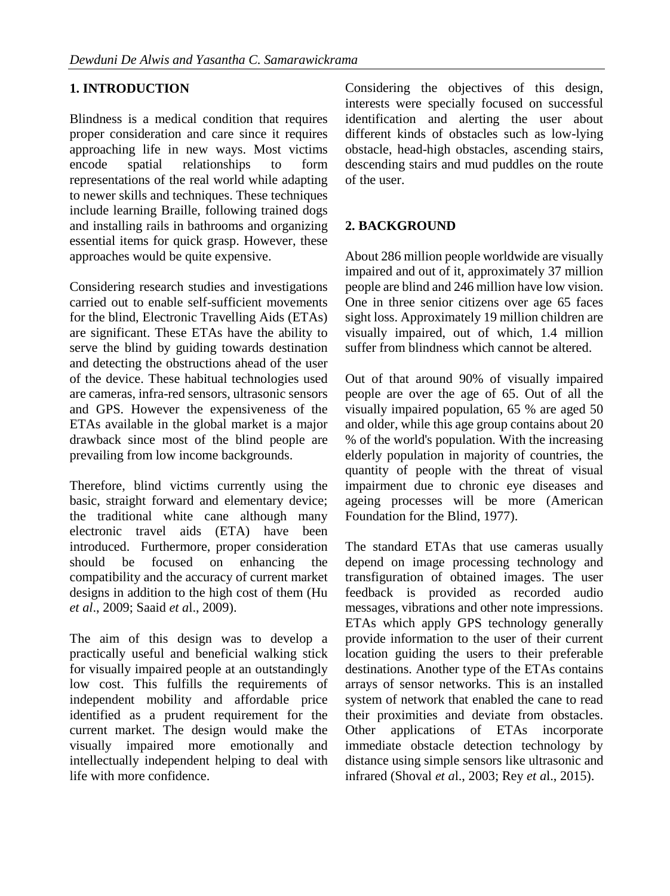## 1. INTRODUCTION

Blindness is a medical condition that requires proper consideration and care since it requires approaching life in new ways. Most victims encode spatial relationships to form representations of the real world while adapting to newer skills and techniques. These techniques include learning Braille, following trained dogs and installing rails in bathrooms and organizing essential items for quick grasp. However, these approaches would be quite expensive.

Considering research studies and investigations carried out to enable self-sufficient movements for the blind, Electronic Travelling Aids (ETAs) are significant. These ETAs have the ability to serve the blind by guiding towards destination and detecting the obstructions ahead of the user of the device. These habitual technologies used are cameras, infra-red sensors, ultrasonic sensors and GPS. However the expensiveness of the ETAs available in the global market is a major drawback since most of the blind people are prevailing from low income backgrounds.

Therefore, blind victims currently using the basic, straight forward and elementary device; the traditional white cane although many electronic travel aids (ETA) have been introduced. Furthermore, proper consideration should be focused on enhancing the compatibility and the accuracy of current market designs in addition to the high cost of them (Hu *et al*., 2009; Saaid *et a*l., 2009).

The aim of this design was to develop a practically useful and beneficial walking stick for visually impaired people at an outstandingly low cost. This fulfills the requirements of independent mobility and affordable price identified as a prudent requirement for the current market. The design would make the visually impaired more emotionally and intellectually independent helping to deal with life with more confidence.

Considering the objectives of this design, interests were specially focused on successful identification and alerting the user about different kinds of obstacles such as low-lying obstacle, head-high obstacles, ascending stairs, descending stairs and mud puddles on the route of the user.

## 2. BACKGROUND

About 286 million people worldwide are visually impaired and out of it, approximately 37 million people are blind and 246 million have low vision. One in three senior citizens over age 65 faces sight loss. Approximately 19 million children are visually impaired, out of which, 1.4 million suffer from blindness which cannot be altered.

Out of that around 90% of visually impaired people are over the age of 65. Out of all the visually impaired population, 65 % are aged 50 and older, while this age group contains about 20 % of the world's population. With the increasing elderly population in majority of countries, the quantity of people with the threat of visual impairment due to chronic eye diseases and ageing processes will be more (American Foundation for the Blind, 1977).

The standard ETAs that use cameras usually depend on image processing technology and transfiguration of obtained images. The user feedback is provided as recorded audio messages, vibrations and other note impressions. ETAs which apply GPS technology generally provide information to the user of their current location guiding the users to their preferable destinations. Another type of the ETAs contains arrays of sensor networks. This is an installed system of network that enabled the cane to read their proximities and deviate from obstacles. Other applications of ETAs incorporate immediate obstacle detection technology by distance using simple sensors like ultrasonic and infrared (Shoval *et a*l., 2003; Rey *et a*l., 2015).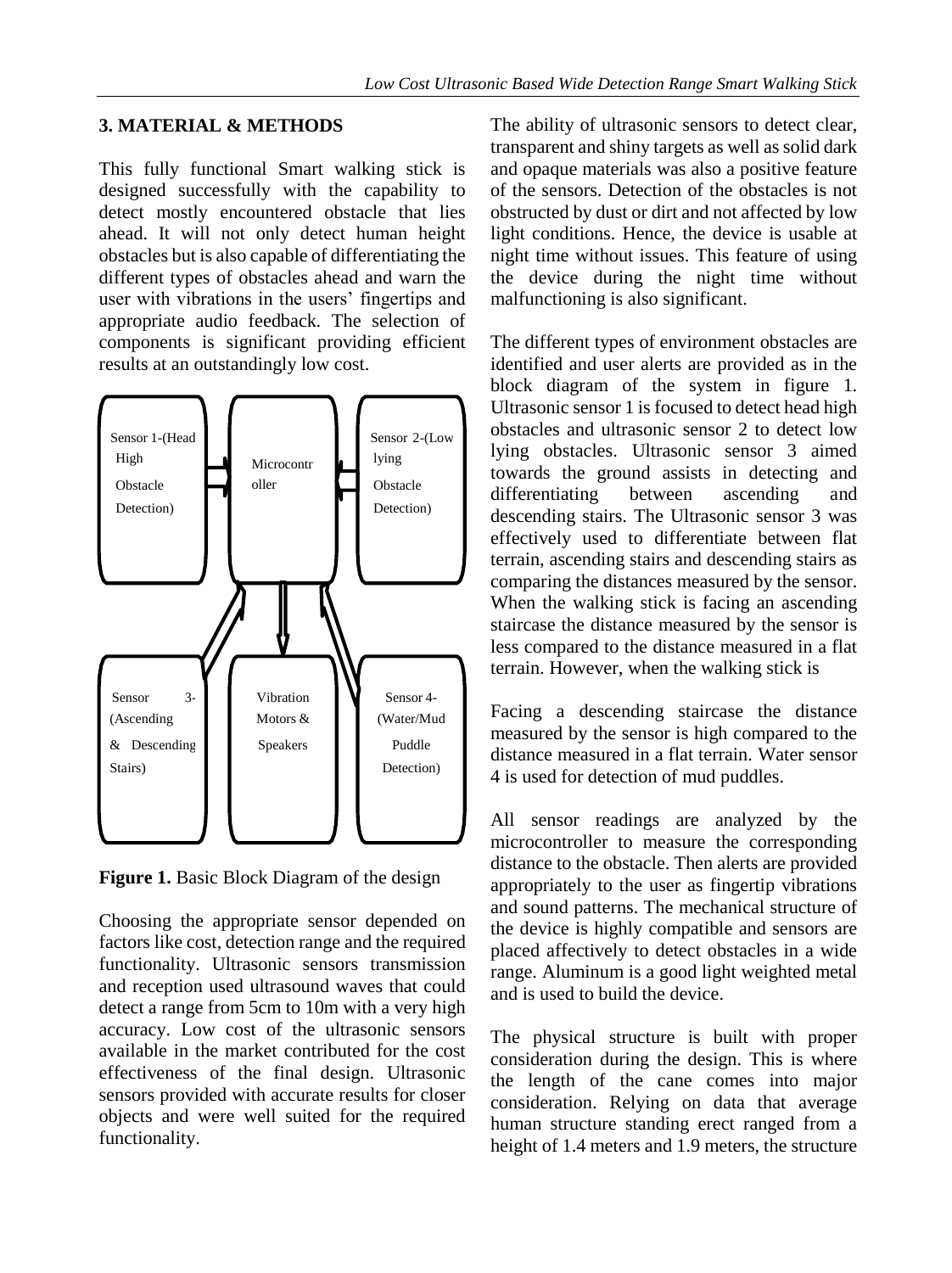## 3. MATERIAL & METHODS

This fully functional Smart walking stick is designed successfully with the capability to detect mostly encountered obstacle that lies ahead. It will not only detect human height obstacles but is also capable of differentiating the different types of obstacles ahead and warn the user with vibrations in the users' fingertips and appropriate audio feedback. The selection of components is significant providing efficient results at an outstandingly low cost.

Sensor 1-(Head High Obstacle Detection)

Microcontroller

Sensor 2-(Low lying Obstacle Detection)

Sensor 3-(Ascending & Descending Stairs)

Vibration Motors & Speakers

Sensor 4-(Water/Mud Puddle Detection)

**Figure 1.** Basic Block Diagram of the design

Choosing the appropriate sensor depended on factors like cost, detection range and the required functionality. Ultrasonic sensors transmission and reception used ultrasound waves that could detect a range from 5cm to 10m with a very high accuracy. Low cost of the ultrasonic sensors available in the market contributed for the cost effectiveness of the final design. Ultrasonic sensors provided with accurate results for closer objects and were well suited for the required functionality.

The ability of ultrasonic sensors to detect clear, transparent and shiny targets as well as solid dark and opaque materials was also a positive feature of the sensors. Detection of the obstacles is not obstructed by dust or dirt and not affected by low light conditions. Hence, the device is usable at night time without issues. This feature of using the device during the night time without malfunctioning is also significant.

The different types of environment obstacles are identified and user alerts are provided as in the block diagram of the system in figure 1. Ultrasonic sensor 1 is focused to detect head high obstacles and ultrasonic sensor 2 to detect low lying obstacles. Ultrasonic sensor 3 aimed towards the ground assists in detecting and differentiating between ascending and descending stairs. The Ultrasonic sensor 3 was effectively used to differentiate between flat terrain, ascending stairs and descending stairs as comparing the distances measured by the sensor. When the walking stick is facing an ascending staircase the distance measured by the sensor is less compared to the distance measured in a flat terrain. However, when the walking stick is

Facing a descending staircase the distance measured by the sensor is high compared to the distance measured in a flat terrain. Water sensor 4 is used for detection of mud puddles.

All sensor readings are analyzed by the microcontroller to measure the corresponding distance to the obstacle. Then alerts are provided appropriately to the user as fingertip vibrations and sound patterns. The mechanical structure of the device is highly compatible and sensors are placed affectively to detect obstacles in a wide range. Aluminum is a good light weighted metal and is used to build the device.

The physical structure is built with proper consideration during the design. This is where the length of the cane comes into major consideration. Relying on data that average human structure standing erect ranged from a height of 1.4 meters and 1.9 meters, the structure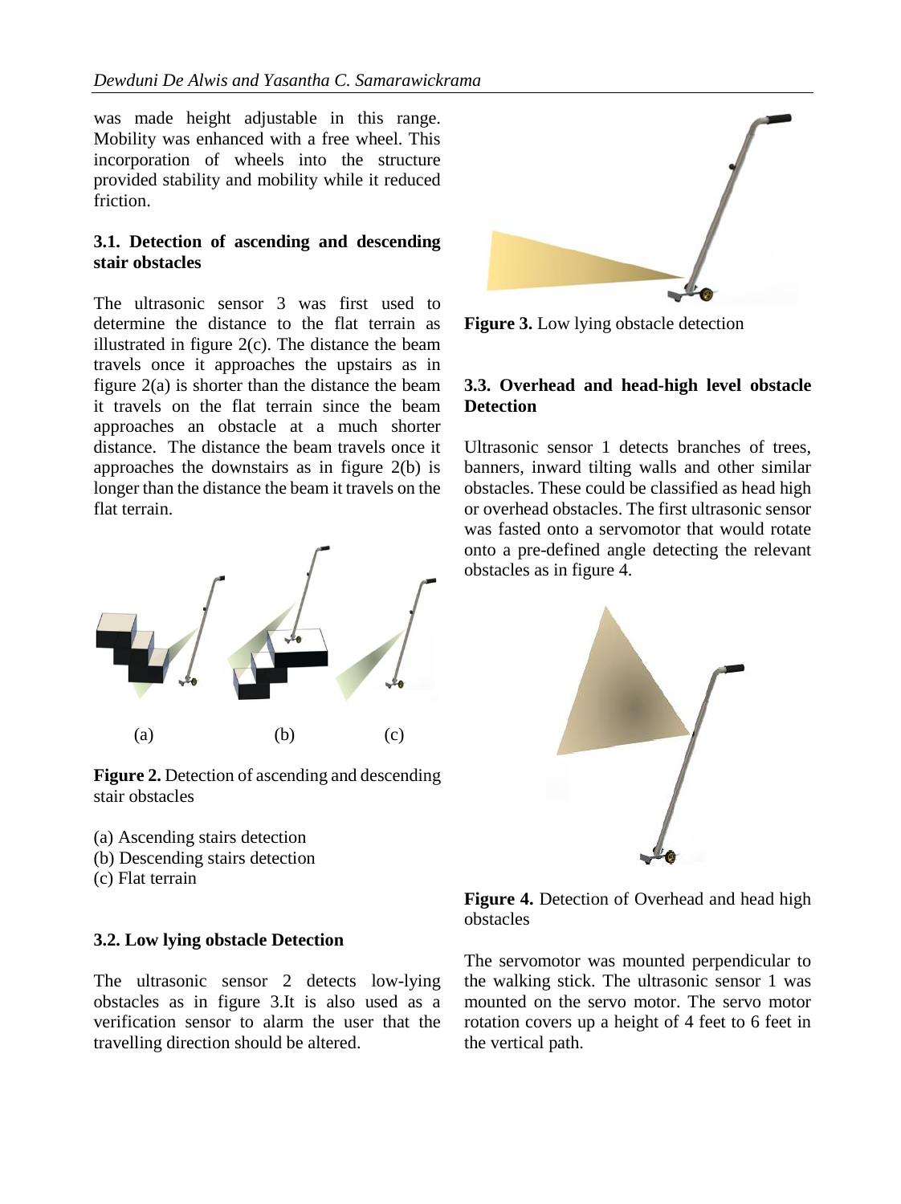was made height adjustable in this range. Mobility was enhanced with a free wheel. This incorporation of wheels into the structure provided stability and mobility while it reduced friction.

### 3.1. Detection of ascending and descending stair obstacles

The ultrasonic sensor 3 was first used to determine the distance to the flat terrain as illustrated in figure 2(c). The distance the beam travels once it approaches the upstairs as in figure 2(a) is shorter than the distance the beam it travels on the flat terrain since the beam approaches an obstacle at a much shorter distance. The distance the beam travels once it approaches the downstairs as in figure 2(b) is longer than the distance the beam it travels on the flat terrain.

(a) (b) (c)

**Figure 2.** Detection of ascending and descending stair obstacles

(a) Ascending stairs detection
(b) Descending stairs detection
(c) Flat terrain

### 3.2. Low lying obstacle Detection

The ultrasonic sensor 2 detects low-lying obstacles as in figure 3.It is also used as a verification sensor to alarm the user that the travelling direction should be altered.

**Figure 3.** Low lying obstacle detection

### 3.3. Overhead and head-high level obstacle Detection

Ultrasonic sensor 1 detects branches of trees, banners, inward tilting walls and other similar obstacles. These could be classified as head high or overhead obstacles. The first ultrasonic sensor was fasted onto a servomotor that would rotate onto a pre-defined angle detecting the relevant obstacles as in figure 4.

**Figure 4.** Detection of Overhead and head high obstacles

The servomotor was mounted perpendicular to the walking stick. The ultrasonic sensor 1 was mounted on the servo motor. The servo motor rotation covers up a height of 4 feet to 6 feet in the vertical path.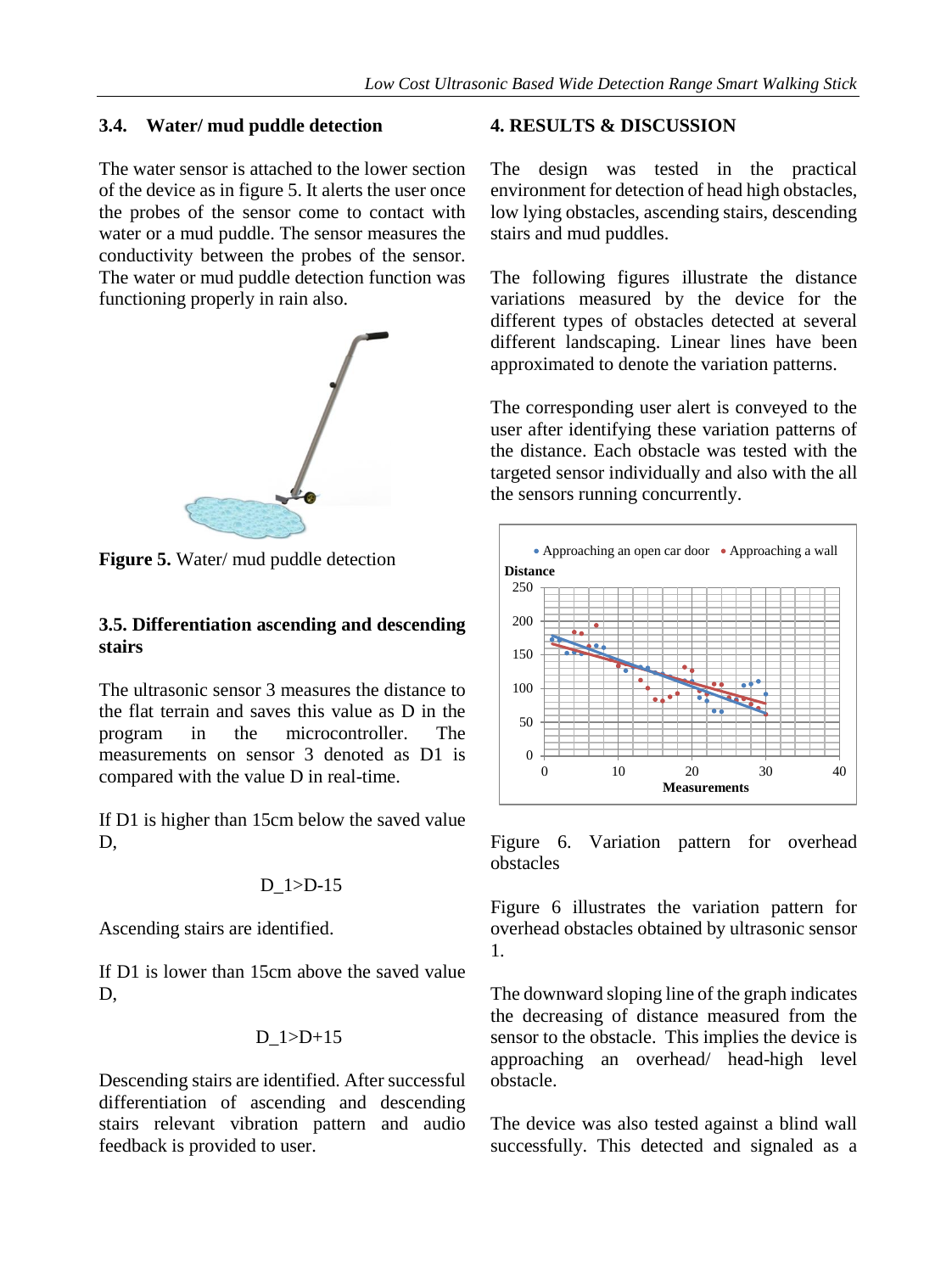### 3.4. Water/ mud puddle detection

The water sensor is attached to the lower section of the device as in figure 5. It alerts the user once the probes of the sensor come to contact with water or a mud puddle. The sensor measures the conductivity between the probes of the sensor. The water or mud puddle detection function was functioning properly in rain also.

**Figure 5.** Water/ mud puddle detection

### 3.5. Differentiation ascending and descending stairs

The ultrasonic sensor 3 measures the distance to the flat terrain and saves this value as D in the program in the microcontroller. The measurements on sensor 3 denoted as D1 is compared with the value D in real-time.

If D1 is higher than 15cm below the saved value D,

$$D\_1>D-15$$

Ascending stairs are identified.

If D1 is lower than 15cm above the saved value D,

$$D\_1>D+15$$

Descending stairs are identified. After successful differentiation of ascending and descending stairs relevant vibration pattern and audio feedback is provided to user.

## 4. RESULTS & DISCUSSION

The design was tested in the practical environment for detection of head high obstacles, low lying obstacles, ascending stairs, descending stairs and mud puddles.

The following figures illustrate the distance variations measured by the device for the different types of obstacles detected at several different landscaping. Linear lines have been approximated to denote the variation patterns.

The corresponding user alert is conveyed to the user after identifying these variation patterns of the distance. Each obstacle was tested with the targeted sensor individually and also with the all the sensors running concurrently.

Figure 6. Variation pattern for overhead obstacles

Figure 6 illustrates the variation pattern for overhead obstacles obtained by ultrasonic sensor 1.

The downward sloping line of the graph indicates the decreasing of distance measured from the sensor to the obstacle. This implies the device is approaching an overhead/ head-high level obstacle.

The device was also tested against a blind wall successfully. This detected and signaled as a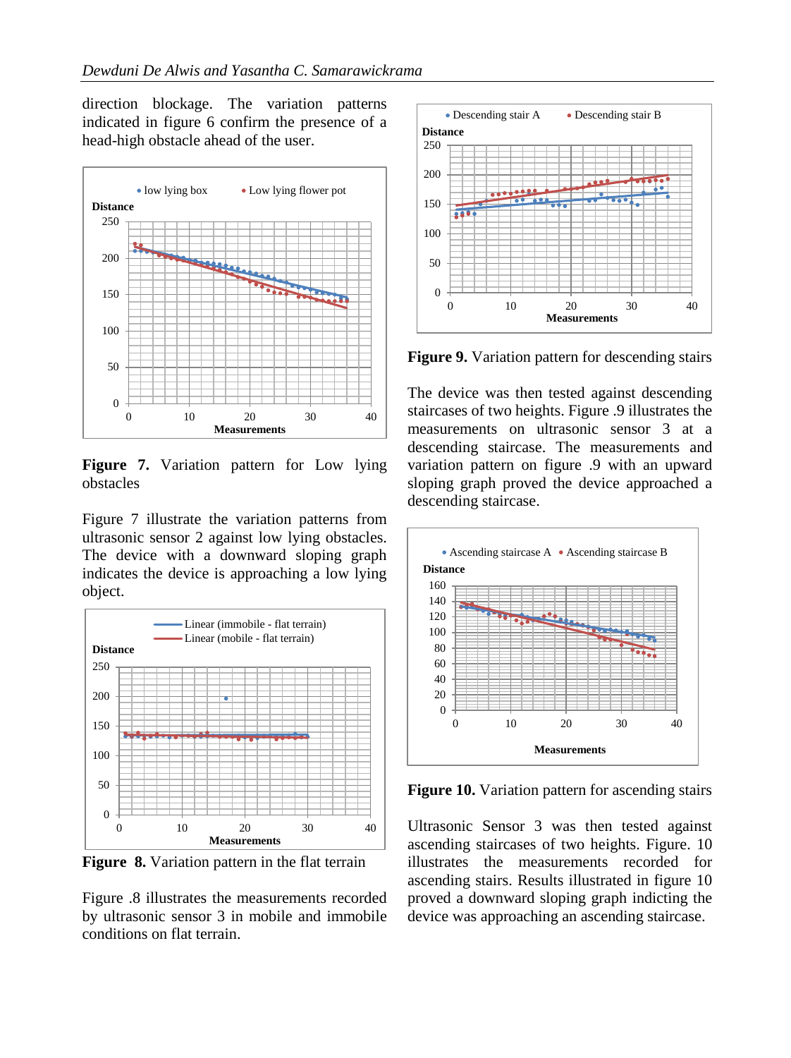direction blockage. The variation patterns indicated in figure 6 confirm the presence of a head-high obstacle ahead of the user.

**Figure 7.** Variation pattern for Low lying obstacles

Figure 7 illustrate the variation patterns from ultrasonic sensor 2 against low lying obstacles. The device with a downward sloping graph indicates the device is approaching a low lying object.

**Figure 8.** Variation pattern in the flat terrain

Figure .8 illustrates the measurements recorded by ultrasonic sensor 3 in mobile and immobile conditions on flat terrain.

**Figure 9.** Variation pattern for descending stairs

The device was then tested against descending staircases of two heights. Figure .9 illustrates the measurements on ultrasonic sensor 3 at a descending staircase. The measurements and variation pattern on figure .9 with an upward sloping graph proved the device approached a descending staircase.

**Figure 10.** Variation pattern for ascending stairs

Ultrasonic Sensor 3 was then tested against ascending staircases of two heights. Figure. 10 illustrates the measurements recorded for ascending stairs. Results illustrated in figure 10 proved a downward sloping graph indicting the device was approaching an ascending staircase.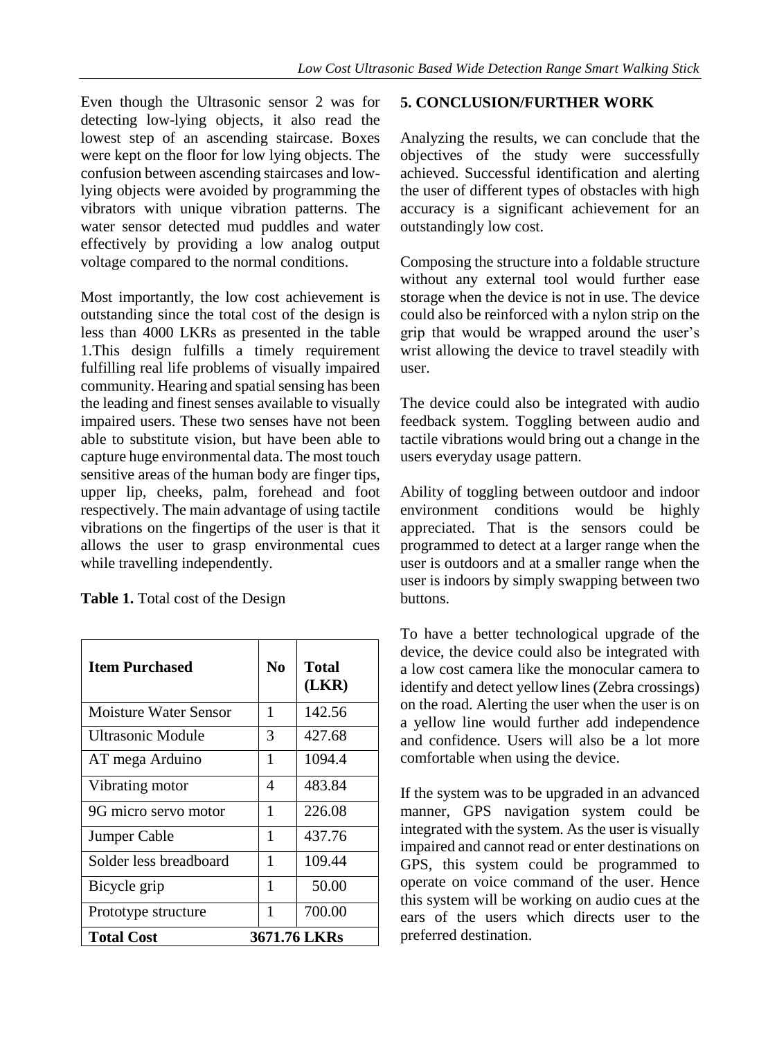Even though the Ultrasonic sensor 2 was for detecting low-lying objects, it also read the lowest step of an ascending staircase. Boxes were kept on the floor for low lying objects. The confusion between ascending staircases and low-lying objects were avoided by programming the vibrators with unique vibration patterns. The water sensor detected mud puddles and water effectively by providing a low analog output voltage compared to the normal conditions.

Most importantly, the low cost achievement is outstanding since the total cost of the design is less than 4000 LKRs as presented in the table 1.This design fulfills a timely requirement fulfilling real life problems of visually impaired community. Hearing and spatial sensing has been the leading and finest senses available to visually impaired users. These two senses have not been able to substitute vision, but have been able to capture huge environmental data. The most touch sensitive areas of the human body are finger tips, upper lip, cheeks, palm, forehead and foot respectively. The main advantage of using tactile vibrations on the fingertips of the user is that it allows the user to grasp environmental cues while travelling independently.

**Table 1.** Total cost of the Design

| **Item Purchased** | **No** | **Total (LKR)** |
|---|---|---|
| Moisture Water Sensor | 1 | 142.56 |
| Ultrasonic Module | 3 | 427.68 |
| AT mega Arduino | 1 | 1094.4 |
| Vibrating motor | 4 | 483.84 |
| 9G micro servo motor | 1 | 226.08 |
| Jumper Cable | 1 | 437.76 |
| Solder less breadboard | 1 | 109.44 |
| Bicycle grip | 1 | 50.00 |
| Prototype structure | 1 | 700.00 |
| **Total Cost** | **3671.76 LKRs** | |

## 5. CONCLUSION/FURTHER WORK

Analyzing the results, we can conclude that the objectives of the study were successfully achieved. Successful identification and alerting the user of different types of obstacles with high accuracy is a significant achievement for an outstandingly low cost.

Composing the structure into a foldable structure without any external tool would further ease storage when the device is not in use. The device could also be reinforced with a nylon strip on the grip that would be wrapped around the user's wrist allowing the device to travel steadily with user.

The device could also be integrated with audio feedback system. Toggling between audio and tactile vibrations would bring out a change in the users everyday usage pattern.

Ability of toggling between outdoor and indoor environment conditions would be highly appreciated. That is the sensors could be programmed to detect at a larger range when the user is outdoors and at a smaller range when the user is indoors by simply swapping between two buttons.

To have a better technological upgrade of the device, the device could also be integrated with a low cost camera like the monocular camera to identify and detect yellow lines (Zebra crossings) on the road. Alerting the user when the user is on a yellow line would further add independence and confidence. Users will also be a lot more comfortable when using the device.

If the system was to be upgraded in an advanced manner, GPS navigation system could be integrated with the system. As the user is visually impaired and cannot read or enter destinations on GPS, this system could be programmed to operate on voice command of the user. Hence this system will be working on audio cues at the ears of the users which directs user to the preferred destination.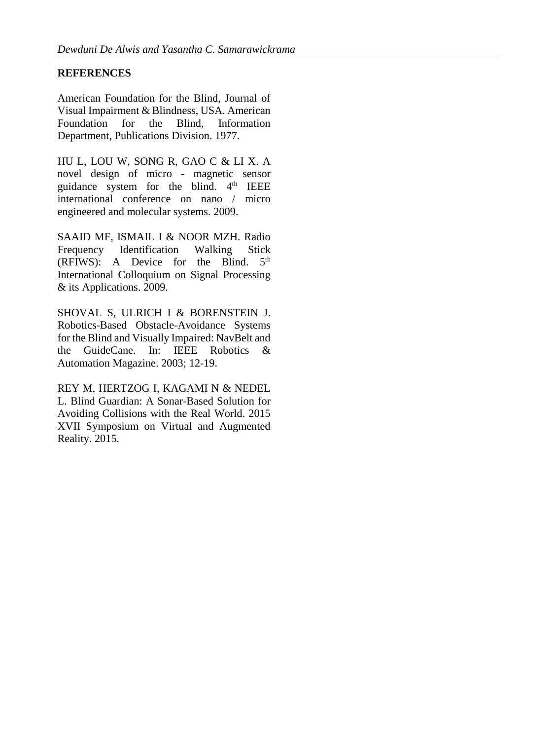## REFERENCES

American Foundation for the Blind, Journal of Visual Impairment & Blindness, USA. American Foundation for the Blind, Information Department, Publications Division. 1977.

HU L, LOU W, SONG R, GAO C & LI X. A novel design of micro - magnetic sensor guidance system for the blind. 4th IEEE international conference on nano / micro engineered and molecular systems. 2009.

SAAID MF, ISMAIL I & NOOR MZH. Radio Frequency Identification Walking Stick (RFIWS): A Device for the Blind. 5th International Colloquium on Signal Processing & its Applications. 2009.

SHOVAL S, ULRICH I & BORENSTEIN J. Robotics-Based Obstacle-Avoidance Systems for the Blind and Visually Impaired: NavBelt and the GuideCane. In: IEEE Robotics & Automation Magazine. 2003; 12-19.

REY M, HERTZOG I, KAGAMI N & NEDEL L. Blind Guardian: A Sonar-Based Solution for Avoiding Collisions with the Real World. 2015 XVII Symposium on Virtual and Augmented Reality. 2015.